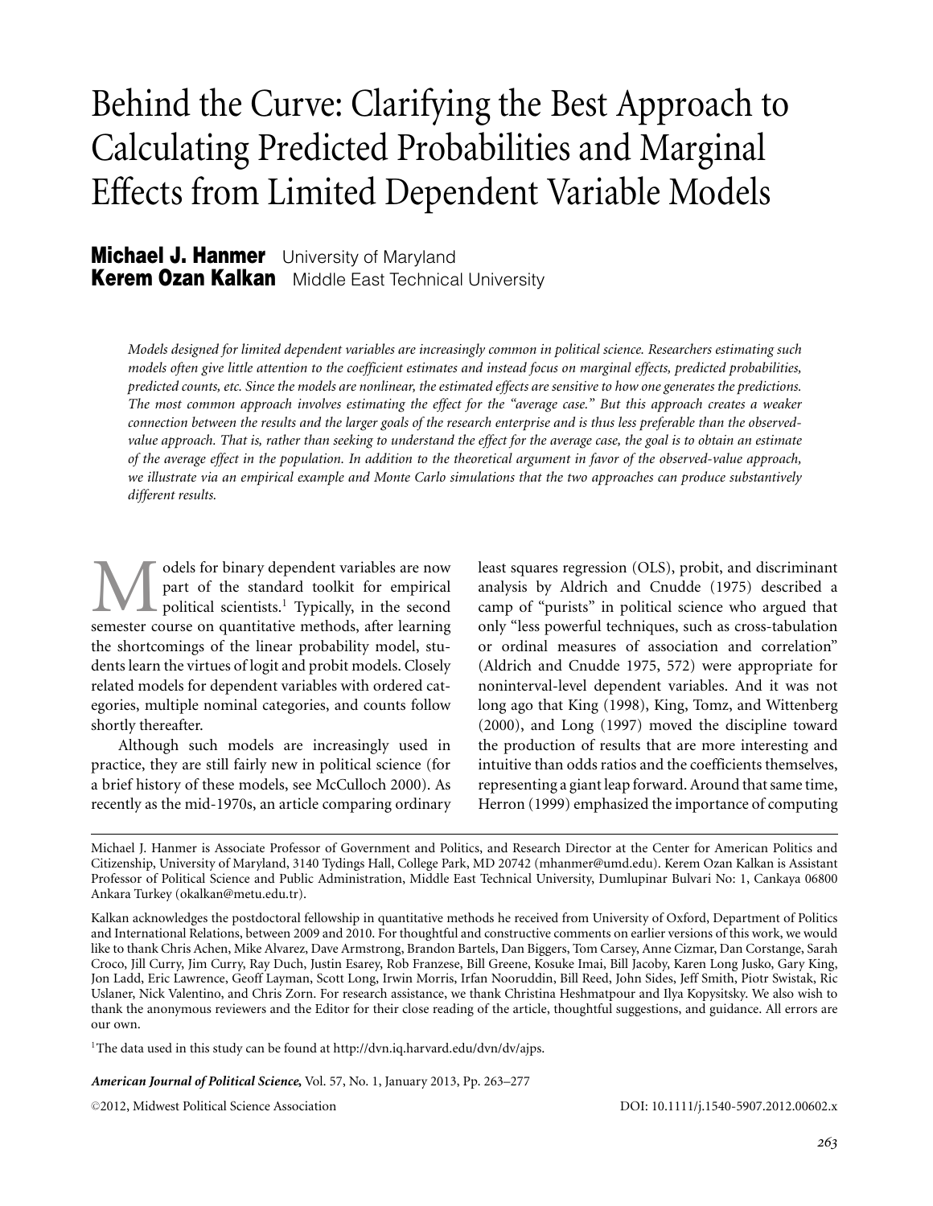# Behind the Curve: Clarifying the Best Approach to Calculating Predicted Probabilities and Marginal Effects from Limited Dependent Variable Models

**Michael J. Hanmer** University of Maryland
**Kerem Ozan Kalkan** Middle East Technical University

*Models designed for limited dependent variables are increasingly common in political science. Researchers estimating such models often give little attention to the coefficient estimates and instead focus on marginal effects, predicted probabilities, predicted counts, etc. Since the models are nonlinear, the estimated effects are sensitive to how one generates the predictions. The most common approach involves estimating the effect for the "average case." But this approach creates a weaker connection between the results and the larger goals of the research enterprise and is thus less preferable than the observed-value approach. That is, rather than seeking to understand the effect for the average case, the goal is to obtain an estimate of the average effect in the population. In addition to the theoretical argument in favor of the observed-value approach, we illustrate via an empirical example and Monte Carlo simulations that the two approaches can produce substantively different results.*

Models for binary dependent variables are now part of the standard toolkit for empirical political scientists.[1] Typically, in the second semester course on quantitative methods, after learning the shortcomings of the linear probability model, students learn the virtues of logit and probit models. Closely related models for dependent variables with ordered categories, multiple nominal categories, and counts follow shortly thereafter.

Although such models are increasingly used in practice, they are still fairly new in political science (for a brief history of these models, see McCulloch 2000). As recently as the mid-1970s, an article comparing ordinary least squares regression (OLS), probit, and discriminant analysis by Aldrich and Cnudde (1975) described a camp of "purists" in political science who argued that only "less powerful techniques, such as cross-tabulation or ordinal measures of association and correlation" (Aldrich and Cnudde 1975, 572) were appropriate for noninterval-level dependent variables. And it was not long ago that King (1998), King, Tomz, and Wittenberg (2000), and Long (1997) moved the discipline toward the production of results that are more interesting and intuitive than odds ratios and the coefficients themselves, representing a giant leap forward. Around that same time, Herron (1999) emphasized the importance of computing

---

Michael J. Hanmer is Associate Professor of Government and Politics, and Research Director at the Center for American Politics and Citizenship, University of Maryland, 3140 Tydings Hall, College Park, MD 20742 (mhanmer@umd.edu). Kerem Ozan Kalkan is Assistant Professor of Political Science and Public Administration, Middle East Technical University, Dumlupinar Bulvari No: 1, Cankaya 06800 Ankara Turkey (okalkan@metu.edu.tr).

Kalkan acknowledges the postdoctoral fellowship in quantitative methods he received from University of Oxford, Department of Politics and International Relations, between 2009 and 2010. For thoughtful and constructive comments on earlier versions of this work, we would like to thank Chris Achen, Mike Alvarez, Dave Armstrong, Brandon Bartels, Dan Biggers, Tom Carsey, Anne Cizmar, Dan Corstange, Sarah Croco, Jill Curry, Jim Curry, Ray Duch, Justin Esarey, Rob Franzese, Bill Greene, Kosuke Imai, Bill Jacoby, Karen Long Jusko, Gary King, Jon Ladd, Eric Lawrence, Geoff Layman, Scott Long, Irwin Morris, Irfan Nooruddin, Bill Reed, John Sides, Jeff Smith, Piotr Swistak, Ric Uslaner, Nick Valentino, and Chris Zorn. For research assistance, we thank Christina Heshmatpour and Ilya Kopysitsky. We also wish to thank the anonymous reviewers and the Editor for their close reading of the article, thoughtful suggestions, and guidance. All errors are our own.

[1]The data used in this study can be found at http://dvn.iq.harvard.edu/dvn/dv/ajps.

*American Journal of Political Science*, Vol. 57, No. 1, January 2013, Pp. 263–277

©2012, Midwest Political Science Association DOI: 10.1111/j.1540-5907.2012.00602.x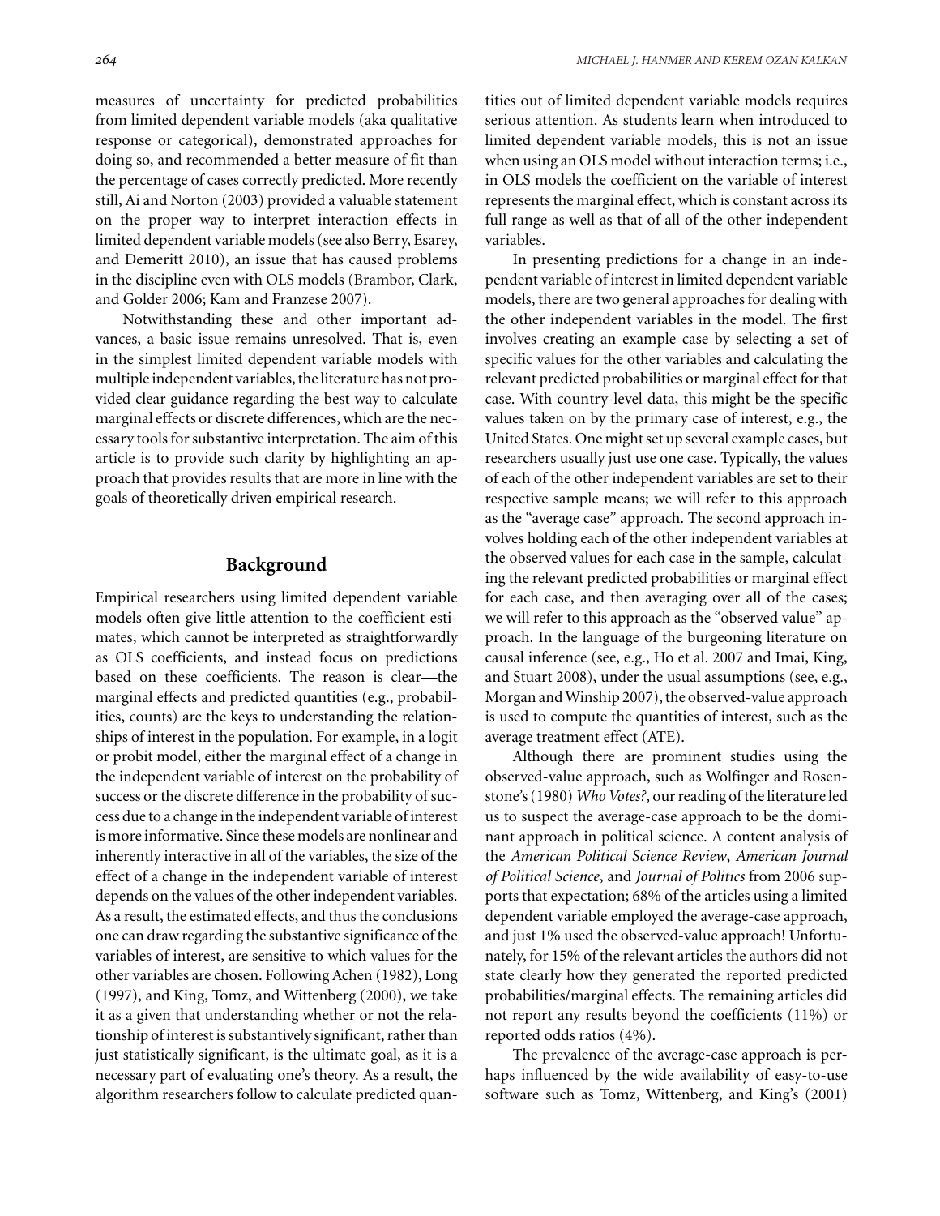measures of uncertainty for predicted probabilities from limited dependent variable models (aka qualitative response or categorical), demonstrated approaches for doing so, and recommended a better measure of fit than the percentage of cases correctly predicted. More recently still, Ai and Norton (2003) provided a valuable statement on the proper way to interpret interaction effects in limited dependent variable models (see also Berry, Esarey, and Demeritt 2010), an issue that has caused problems in the discipline even with OLS models (Brambor, Clark, and Golder 2006; Kam and Franzese 2007).

Notwithstanding these and other important advances, a basic issue remains unresolved. That is, even in the simplest limited dependent variable models with multiple independent variables, the literature has not provided clear guidance regarding the best way to calculate marginal effects or discrete differences, which are the necessary tools for substantive interpretation. The aim of this article is to provide such clarity by highlighting an approach that provides results that are more in line with the goals of theoretically driven empirical research.

## Background

Empirical researchers using limited dependent variable models often give little attention to the coefficient estimates, which cannot be interpreted as straightforwardly as OLS coefficients, and instead focus on predictions based on these coefficients. The reason is clear—the marginal effects and predicted quantities (e.g., probabilities, counts) are the keys to understanding the relationships of interest in the population. For example, in a logit or probit model, either the marginal effect of a change in the independent variable of interest on the probability of success or the discrete difference in the probability of success due to a change in the independent variable of interest is more informative. Since these models are nonlinear and inherently interactive in all of the variables, the size of the effect of a change in the independent variable of interest depends on the values of the other independent variables. As a result, the estimated effects, and thus the conclusions one can draw regarding the substantive significance of the variables of interest, are sensitive to which values for the other variables are chosen. Following Achen (1982), Long (1997), and King, Tomz, and Wittenberg (2000), we take it as a given that understanding whether or not the relationship of interest is substantively significant, rather than just statistically significant, is the ultimate goal, as it is a necessary part of evaluating one's theory. As a result, the algorithm researchers follow to calculate predicted quantities out of limited dependent variable models requires serious attention. As students learn when introduced to limited dependent variable models, this is not an issue when using an OLS model without interaction terms; i.e., in OLS models the coefficient on the variable of interest represents the marginal effect, which is constant across its full range as well as that of all of the other independent variables.

In presenting predictions for a change in an independent variable of interest in limited dependent variable models, there are two general approaches for dealing with the other independent variables in the model. The first involves creating an example case by selecting a set of specific values for the other variables and calculating the relevant predicted probabilities or marginal effect for that case. With country-level data, this might be the specific values taken on by the primary case of interest, e.g., the United States. One might set up several example cases, but researchers usually just use one case. Typically, the values of each of the other independent variables are set to their respective sample means; we will refer to this approach as the "average case" approach. The second approach involves holding each of the other independent variables at the observed values for each case in the sample, calculating the relevant predicted probabilities or marginal effect for each case, and then averaging over all of the cases; we will refer to this approach as the "observed value" approach. In the language of the burgeoning literature on causal inference (see, e.g., Ho et al. 2007 and Imai, King, and Stuart 2008), under the usual assumptions (see, e.g., Morgan and Winship 2007), the observed-value approach is used to compute the quantities of interest, such as the average treatment effect (ATE).

Although there are prominent studies using the observed-value approach, such as Wolfinger and Rosenstone's (1980) *Who Votes?*, our reading of the literature led us to suspect the average-case approach to be the dominant approach in political science. A content analysis of the *American Political Science Review*, *American Journal of Political Science*, and *Journal of Politics* from 2006 supports that expectation; 68% of the articles using a limited dependent variable employed the average-case approach, and just 1% used the observed-value approach! Unfortunately, for 15% of the relevant articles the authors did not state clearly how they generated the reported predicted probabilities/marginal effects. The remaining articles did not report any results beyond the coefficients (11%) or reported odds ratios (4%).

The prevalence of the average-case approach is perhaps influenced by the wide availability of easy-to-use software such as Tomz, Wittenberg, and King's (2001)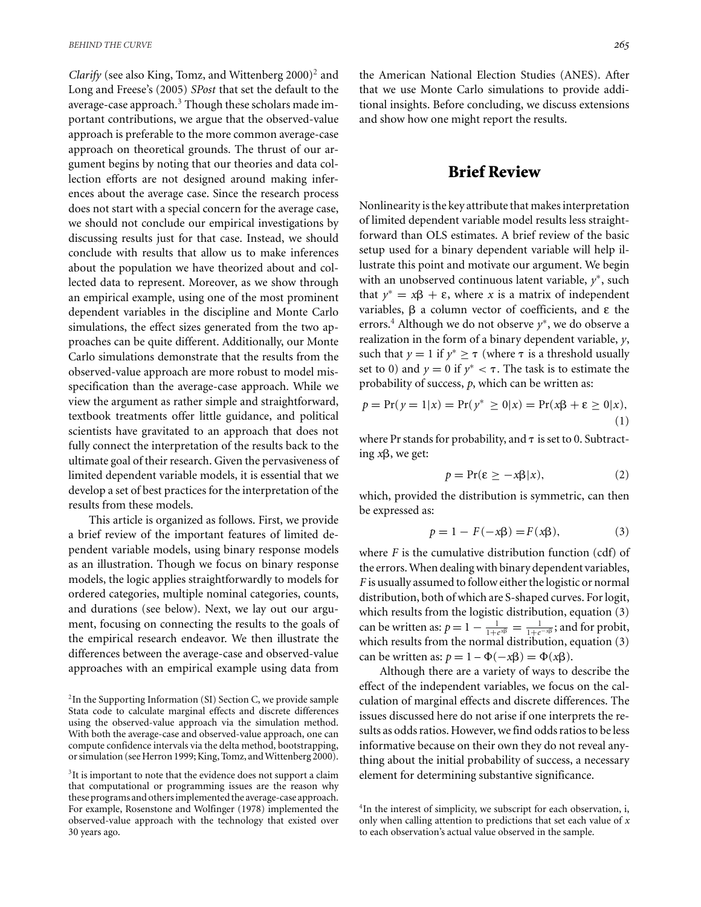*Clarify* (see also King, Tomz, and Wittenberg 2000)[2] and Long and Freese's (2005) *SPost* that set the default to the average-case approach.[3] Though these scholars made important contributions, we argue that the observed-value approach is preferable to the more common average-case approach on theoretical grounds. The thrust of our argument begins by noting that our theories and data collection efforts are not designed around making inferences about the average case. Since the research process does not start with a special concern for the average case, we should not conclude our empirical investigations by discussing results just for that case. Instead, we should conclude with results that allow us to make inferences about the population we have theorized about and collected data to represent. Moreover, as we show through an empirical example, using one of the most prominent dependent variables in the discipline and Monte Carlo simulations, the effect sizes generated from the two approaches can be quite different. Additionally, our Monte Carlo simulations demonstrate that the results from the observed-value approach are more robust to model misspecification than the average-case approach. While we view the argument as rather simple and straightforward, textbook treatments offer little guidance, and political scientists have gravitated to an approach that does not fully connect the interpretation of the results back to the ultimate goal of their research. Given the pervasiveness of limited dependent variable models, it is essential that we develop a set of best practices for the interpretation of the results from these models.

This article is organized as follows. First, we provide a brief review of the important features of limited dependent variable models, using binary response models as an illustration. Though we focus on binary response models, the logic applies straightforwardly to models for ordered categories, multiple nominal categories, counts, and durations (see below). Next, we lay out our argument, focusing on connecting the results to the goals of the empirical research endeavor. We then illustrate the differences between the average-case and observed-value approaches with an empirical example using data from the American National Election Studies (ANES). After that we use Monte Carlo simulations to provide additional insights. Before concluding, we discuss extensions and show how one might report the results.

## Brief Review

Nonlinearity is the key attribute that makes interpretation of limited dependent variable model results less straightforward than OLS estimates. A brief review of the basic setup used for a binary dependent variable will help illustrate this point and motivate our argument. We begin with an unobserved continuous latent variable, $y^*$, such that $y^* = x\beta + \varepsilon$, where $x$ is a matrix of independent variables, $\beta$ a column vector of coefficients, and $\varepsilon$ the errors.[4] Although we do not observe $y^*$, we do observe a realization in the form of a binary dependent variable, $y$, such that $y = 1$ if $y^* \geq \tau$ (where $\tau$ is a threshold usually set to 0) and $y = 0$ if $y^* < \tau$. The task is to estimate the probability of success, $p$, which can be written as:

$$p = \Pr(y = 1|x) = \Pr(y^* \geq 0|x) = \Pr(x\beta + \varepsilon \geq 0|x), \tag{1}$$

where Pr stands for probability, and $\tau$ is set to 0. Subtracting $x\beta$, we get:

$$p = \Pr(\varepsilon \geq -x\beta|x), \tag{2}$$

which, provided the distribution is symmetric, can then be expressed as:

$$p = 1 - F(-x\beta) = F(x\beta), \tag{3}$$

where $F$ is the cumulative distribution function (cdf) of the errors. When dealing with binary dependent variables, $F$ is usually assumed to follow either the logistic or normal distribution, both of which are S-shaped curves. For logit, which results from the logistic distribution, equation (3) can be written as: $p = 1 - \frac{1}{1+e^{x\beta}} = \frac{1}{1+e^{-x\beta}}$; and for probit, which results from the normal distribution, equation (3) can be written as: $p = 1 - \Phi(-x\beta) = \Phi(x\beta)$.

Although there are a variety of ways to describe the effect of the independent variables, we focus on the calculation of marginal effects and discrete differences. The issues discussed here do not arise if one interprets the results as odds ratios. However, we find odds ratios to be less informative because on their own they do not reveal anything about the initial probability of success, a necessary element for determining substantive significance.

[2] In the Supporting Information (SI) Section C, we provide sample Stata code to calculate marginal effects and discrete differences using the observed-value approach via the simulation method. With both the average-case and observed-value approach, one can compute confidence intervals via the delta method, bootstrapping, or simulation (see Herron 1999; King, Tomz, and Wittenberg 2000).

[3] It is important to note that the evidence does not support a claim that computational or programming issues are the reason why these programs and others implemented the average-case approach. For example, Rosenstone and Wolfinger (1978) implemented the observed-value approach with the technology that existed over 30 years ago.

[4] In the interest of simplicity, we subscript for each observation, i, only when calling attention to predictions that set each value of $x$ to each observation's actual value observed in the sample.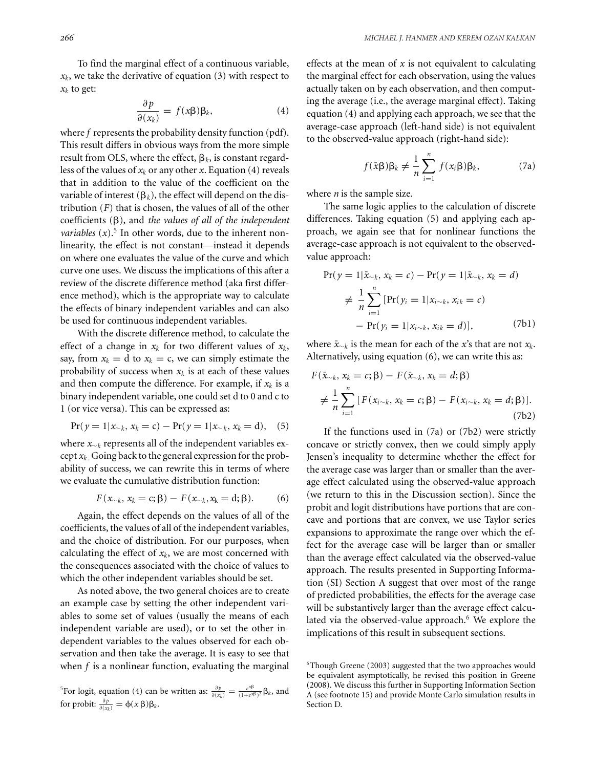To find the marginal effect of a continuous variable, $x_k$, we take the derivative of equation (3) with respect to $x_k$ to get:

$$\frac{\partial p}{\partial (x_k)} = f(x\beta)\beta_k, \tag{4}$$

where $f$ represents the probability density function (pdf). This result differs in obvious ways from the more simple result from OLS, where the effect, $\beta_k$, is constant regardless of the values of $x_k$ or any other $x$. Equation (4) reveals that in addition to the value of the coefficient on the variable of interest ($\beta_k$), the effect will depend on the distribution ($F$) that is chosen, the values of all of the other coefficients ($\beta$), and *the values of all of the independent variables* ($x$).[5] In other words, due to the inherent nonlinearity, the effect is not constant—instead it depends on where one evaluates the value of the curve and which curve one uses. We discuss the implications of this after a review of the discrete difference method (aka first difference method), which is the appropriate way to calculate the effects of binary independent variables and can also be used for continuous independent variables.

With the discrete difference method, to calculate the effect of a change in $x_k$ for two different values of $x_k$, say, from $x_k = \text{d}$ to $x_k = \text{c}$, we can simply estimate the probability of success when $x_k$ is at each of these values and then compute the difference. For example, if $x_k$ is a binary independent variable, one could set d to 0 and c to 1 (or vice versa). This can be expressed as:

$$\Pr(y = 1|x_{\sim k}, x_k = \text{c}) - \Pr(y = 1|x_{\sim k}, x_k = \text{d}), \tag{5}$$

where $x_{\sim k}$ represents all of the independent variables except $x_k$. Going back to the general expression for the probability of success, we can rewrite this in terms of where we evaluate the cumulative distribution function:

$$F(x_{\sim k}, x_k = \text{c}; \beta) - F(x_{\sim k}, x_\text{k} = \text{d}; \beta). \tag{6}$$

Again, the effect depends on the values of all of the coefficients, the values of all of the independent variables, and the choice of distribution. For our purposes, when calculating the effect of $x_k$, we are most concerned with the consequences associated with the choice of values to which the other independent variables should be set.

As noted above, the two general choices are to create an example case by setting the other independent variables to some set of values (usually the means of each independent variable are used), or to set the other independent variables to the values observed for each observation and then take the average. It is easy to see that when $f$ is a nonlinear function, evaluating the marginal effects at the mean of $x$ is not equivalent to calculating the marginal effect for each observation, using the values actually taken on by each observation, and then computing the average (i.e., the average marginal effect). Taking equation (4) and applying each approach, we see that the average-case approach (left-hand side) is not equivalent to the observed-value approach (right-hand side):

$$f(\bar{x}\beta)\beta_k \neq \frac{1}{n}\sum_{i=1}^{n} f(x_i\beta)\beta_k, \tag{7a}$$

where $n$ is the sample size.

The same logic applies to the calculation of discrete differences. Taking equation (5) and applying each approach, we again see that for nonlinear functions the average-case approach is not equivalent to the observed-value approach:

$$\begin{aligned}\Pr(y = 1|\bar{x}_{\sim k}, x_k = c) &- \Pr(y = 1|\bar{x}_{\sim k}, x_k = d) \\ &\neq \frac{1}{n}\sum_{i=1}^{n}[\Pr(y_i = 1|x_{i\sim k}, x_{ik} = c) \\ &\quad - \Pr(y_i = 1|x_{i\sim k}, x_{ik} = d)],\end{aligned} \tag{7b1}$$

where $\bar{x}_{\sim k}$ is the mean for each of the $x$'s that are not $x_k$. Alternatively, using equation (6), we can write this as:

$$\begin{aligned}F(\bar{x}_{\sim k}, x_k = c; \beta) &- F(\bar{x}_{\sim k}, x_k = d; \beta) \\ &\neq \frac{1}{n}\sum_{i=1}^{n}[F(x_{i\sim k}, x_k = c; \beta) - F(x_{i\sim k}, x_k = d; \beta)].\end{aligned} \tag{7b2}$$

If the functions used in (7a) or (7b2) were strictly concave or strictly convex, then we could simply apply Jensen's inequality to determine whether the effect for the average case was larger than or smaller than the average effect calculated using the observed-value approach (we return to this in the Discussion section). Since the probit and logit distributions have portions that are concave and portions that are convex, we use Taylor series expansions to approximate the range over which the effect for the average case will be larger than or smaller than the average effect calculated via the observed-value approach. The results presented in Supporting Information (SI) Section A suggest that over most of the range of predicted probabilities, the effects for the average case will be substantively larger than the average effect calculated via the observed-value approach.[6] We explore the implications of this result in subsequent sections.

---

[5] For logit, equation (4) can be written as: $\frac{\partial p}{\partial (x_k)} = \frac{e^{x\beta}}{(1+e^{x\beta})^2}\beta_k$, and for probit: $\frac{\partial p}{\partial (x_k)} = \phi(x\,\beta)\beta_k$.

[6] Though Greene (2003) suggested that the two approaches would be equivalent asymptotically, he revised this position in Greene (2008). We discuss this further in Supporting Information Section A (see footnote 15) and provide Monte Carlo simulation results in Section D.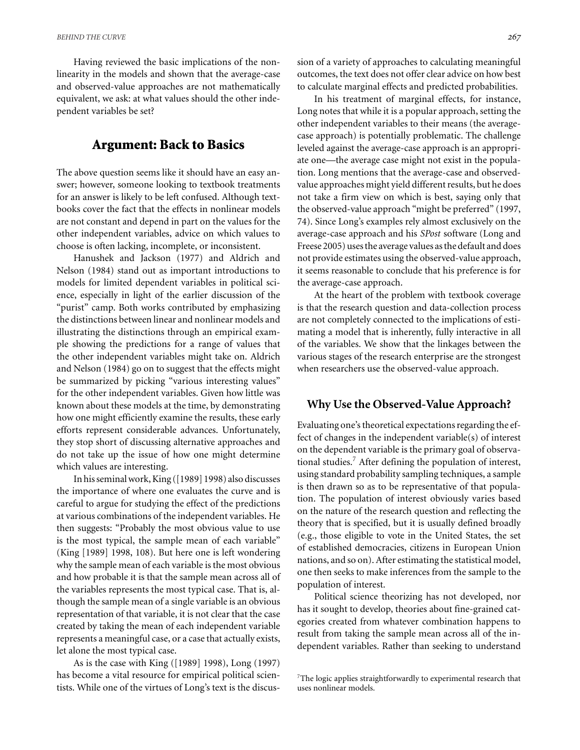Having reviewed the basic implications of the nonlinearity in the models and shown that the average-case and observed-value approaches are not mathematically equivalent, we ask: at what values should the other independent variables be set?

## Argument: Back to Basics

The above question seems like it should have an easy answer; however, someone looking to textbook treatments for an answer is likely to be left confused. Although textbooks cover the fact that the effects in nonlinear models are not constant and depend in part on the values for the other independent variables, advice on which values to choose is often lacking, incomplete, or inconsistent.

Hanushek and Jackson (1977) and Aldrich and Nelson (1984) stand out as important introductions to models for limited dependent variables in political science, especially in light of the earlier discussion of the "purist" camp. Both works contributed by emphasizing the distinctions between linear and nonlinear models and illustrating the distinctions through an empirical example showing the predictions for a range of values that the other independent variables might take on. Aldrich and Nelson (1984) go on to suggest that the effects might be summarized by picking "various interesting values" for the other independent variables. Given how little was known about these models at the time, by demonstrating how one might efficiently examine the results, these early efforts represent considerable advances. Unfortunately, they stop short of discussing alternative approaches and do not take up the issue of how one might determine which values are interesting.

In his seminal work, King ([1989] 1998) also discusses the importance of where one evaluates the curve and is careful to argue for studying the effect of the predictions at various combinations of the independent variables. He then suggests: "Probably the most obvious value to use is the most typical, the sample mean of each variable" (King [1989] 1998, 108). But here one is left wondering why the sample mean of each variable is the most obvious and how probable it is that the sample mean across all of the variables represents the most typical case. That is, although the sample mean of a single variable is an obvious representation of that variable, it is not clear that the case created by taking the mean of each independent variable represents a meaningful case, or a case that actually exists, let alone the most typical case.

As is the case with King ([1989] 1998), Long (1997) has become a vital resource for empirical political scientists. While one of the virtues of Long's text is the discussion of a variety of approaches to calculating meaningful outcomes, the text does not offer clear advice on how best to calculate marginal effects and predicted probabilities.

In his treatment of marginal effects, for instance, Long notes that while it is a popular approach, setting the other independent variables to their means (the average-case approach) is potentially problematic. The challenge leveled against the average-case approach is an appropriate one—the average case might not exist in the population. Long mentions that the average-case and observed-value approaches might yield different results, but he does not take a firm view on which is best, saying only that the observed-value approach "might be preferred" (1997, 74). Since Long's examples rely almost exclusively on the average-case approach and his *SPost* software (Long and Freese 2005) uses the average values as the default and does not provide estimates using the observed-value approach, it seems reasonable to conclude that his preference is for the average-case approach.

At the heart of the problem with textbook coverage is that the research question and data-collection process are not completely connected to the implications of estimating a model that is inherently, fully interactive in all of the variables. We show that the linkages between the various stages of the research enterprise are the strongest when researchers use the observed-value approach.

### Why Use the Observed-Value Approach?

Evaluating one's theoretical expectations regarding the effect of changes in the independent variable(s) of interest on the dependent variable is the primary goal of observational studies.[7] After defining the population of interest, using standard probability sampling techniques, a sample is then drawn so as to be representative of that population. The population of interest obviously varies based on the nature of the research question and reflecting the theory that is specified, but it is usually defined broadly (e.g., those eligible to vote in the United States, the set of established democracies, citizens in European Union nations, and so on). After estimating the statistical model, one then seeks to make inferences from the sample to the population of interest.

Political science theorizing has not developed, nor has it sought to develop, theories about fine-grained categories created from whatever combination happens to result from taking the sample mean across all of the independent variables. Rather than seeking to understand

[7] The logic applies straightforwardly to experimental research that uses nonlinear models.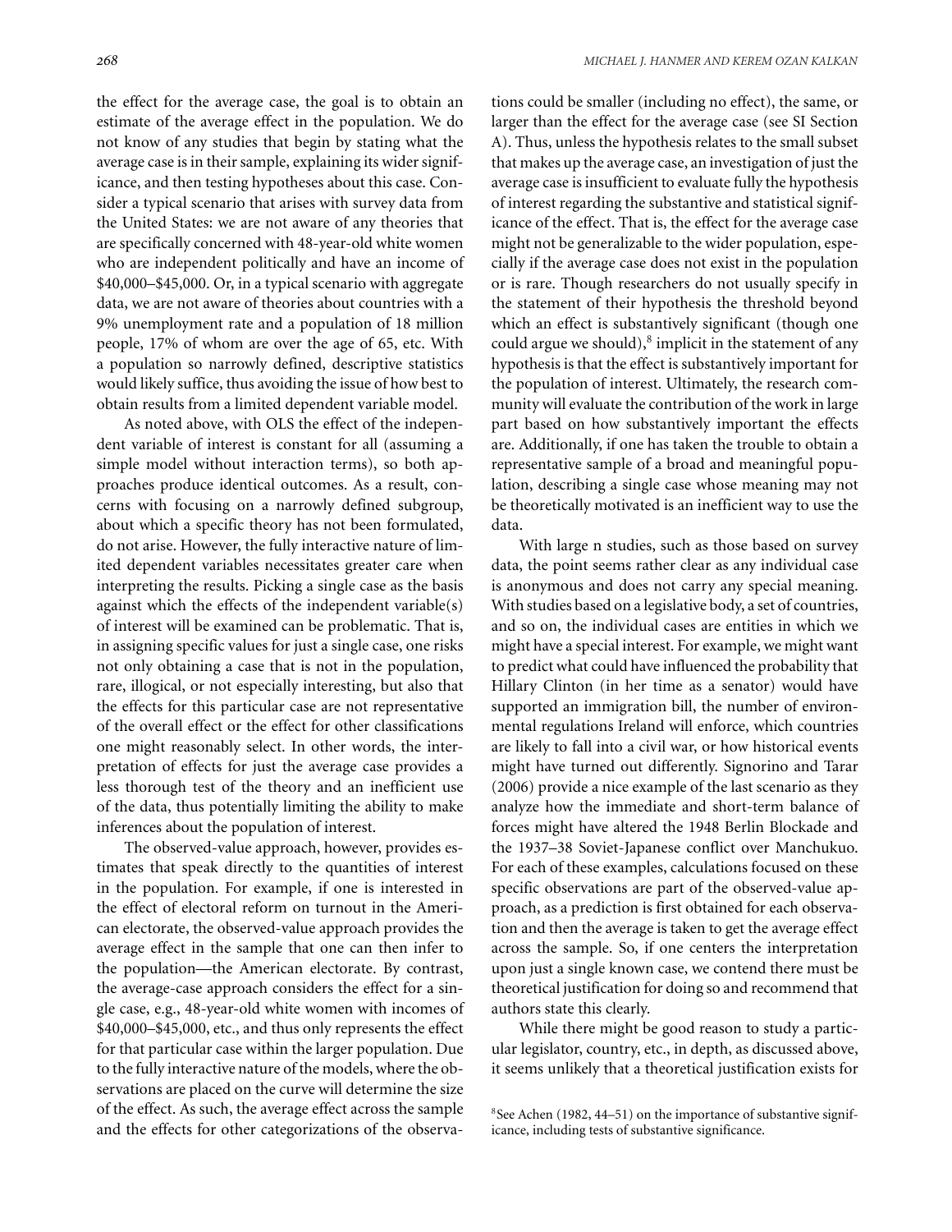the effect for the average case, the goal is to obtain an estimate of the average effect in the population. We do not know of any studies that begin by stating what the average case is in their sample, explaining its wider significance, and then testing hypotheses about this case. Consider a typical scenario that arises with survey data from the United States: we are not aware of any theories that are specifically concerned with 48-year-old white women who are independent politically and have an income of $40,000–$45,000. Or, in a typical scenario with aggregate data, we are not aware of theories about countries with a 9% unemployment rate and a population of 18 million people, 17% of whom are over the age of 65, etc. With a population so narrowly defined, descriptive statistics would likely suffice, thus avoiding the issue of how best to obtain results from a limited dependent variable model.

As noted above, with OLS the effect of the independent variable of interest is constant for all (assuming a simple model without interaction terms), so both approaches produce identical outcomes. As a result, concerns with focusing on a narrowly defined subgroup, about which a specific theory has not been formulated, do not arise. However, the fully interactive nature of limited dependent variables necessitates greater care when interpreting the results. Picking a single case as the basis against which the effects of the independent variable(s) of interest will be examined can be problematic. That is, in assigning specific values for just a single case, one risks not only obtaining a case that is not in the population, rare, illogical, or not especially interesting, but also that the effects for this particular case are not representative of the overall effect or the effect for other classifications one might reasonably select. In other words, the interpretation of effects for just the average case provides a less thorough test of the theory and an inefficient use of the data, thus potentially limiting the ability to make inferences about the population of interest.

The observed-value approach, however, provides estimates that speak directly to the quantities of interest in the population. For example, if one is interested in the effect of electoral reform on turnout in the American electorate, the observed-value approach provides the average effect in the sample that one can then infer to the population—the American electorate. By contrast, the average-case approach considers the effect for a single case, e.g., 48-year-old white women with incomes of $40,000–$45,000, etc., and thus only represents the effect for that particular case within the larger population. Due to the fully interactive nature of the models, where the observations are placed on the curve will determine the size of the effect. As such, the average effect across the sample and the effects for other categorizations of the observations could be smaller (including no effect), the same, or larger than the effect for the average case (see SI Section A). Thus, unless the hypothesis relates to the small subset that makes up the average case, an investigation of just the average case is insufficient to evaluate fully the hypothesis of interest regarding the substantive and statistical significance of the effect. That is, the effect for the average case might not be generalizable to the wider population, especially if the average case does not exist in the population or is rare. Though researchers do not usually specify in the statement of their hypothesis the threshold beyond which an effect is substantively significant (though one could argue we should),[8] implicit in the statement of any hypothesis is that the effect is substantively important for the population of interest. Ultimately, the research community will evaluate the contribution of the work in large part based on how substantively important the effects are. Additionally, if one has taken the trouble to obtain a representative sample of a broad and meaningful population, describing a single case whose meaning may not be theoretically motivated is an inefficient way to use the data.

With large n studies, such as those based on survey data, the point seems rather clear as any individual case is anonymous and does not carry any special meaning. With studies based on a legislative body, a set of countries, and so on, the individual cases are entities in which we might have a special interest. For example, we might want to predict what could have influenced the probability that Hillary Clinton (in her time as a senator) would have supported an immigration bill, the number of environmental regulations Ireland will enforce, which countries are likely to fall into a civil war, or how historical events might have turned out differently. Signorino and Tarar (2006) provide a nice example of the last scenario as they analyze how the immediate and short-term balance of forces might have altered the 1948 Berlin Blockade and the 1937–38 Soviet-Japanese conflict over Manchukuo. For each of these examples, calculations focused on these specific observations are part of the observed-value approach, as a prediction is first obtained for each observation and then the average is taken to get the average effect across the sample. So, if one centers the interpretation upon just a single known case, we contend there must be theoretical justification for doing so and recommend that authors state this clearly.

While there might be good reason to study a particular legislator, country, etc., in depth, as discussed above, it seems unlikely that a theoretical justification exists for

[8] See Achen (1982, 44–51) on the importance of substantive significance, including tests of substantive significance.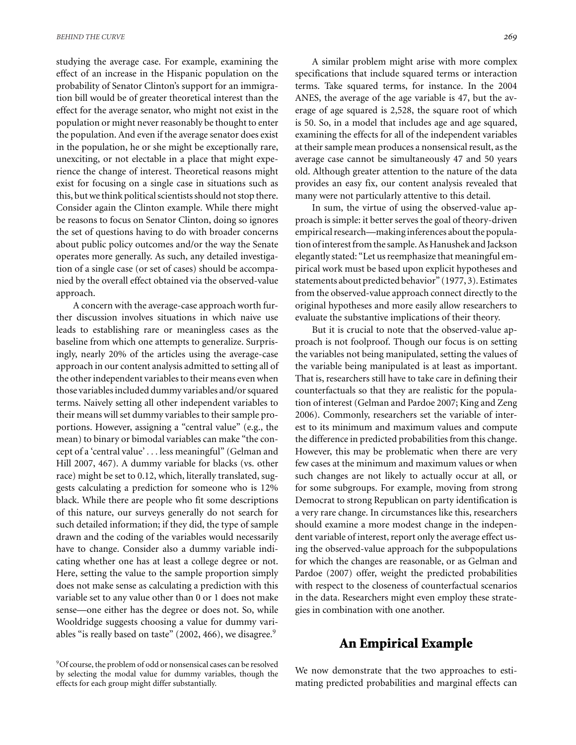studying the average case. For example, examining the effect of an increase in the Hispanic population on the probability of Senator Clinton's support for an immigration bill would be of greater theoretical interest than the effect for the average senator, who might not exist in the population or might never reasonably be thought to enter the population. And even if the average senator does exist in the population, he or she might be exceptionally rare, unexciting, or not electable in a place that might experience the change of interest. Theoretical reasons might exist for focusing on a single case in situations such as this, but we think political scientists should not stop there. Consider again the Clinton example. While there might be reasons to focus on Senator Clinton, doing so ignores the set of questions having to do with broader concerns about public policy outcomes and/or the way the Senate operates more generally. As such, any detailed investigation of a single case (or set of cases) should be accompanied by the overall effect obtained via the observed-value approach.

A concern with the average-case approach worth further discussion involves situations in which naive use leads to establishing rare or meaningless cases as the baseline from which one attempts to generalize. Surprisingly, nearly 20% of the articles using the average-case approach in our content analysis admitted to setting all of the other independent variables to their means even when those variables included dummy variables and/or squared terms. Naively setting all other independent variables to their means will set dummy variables to their sample proportions. However, assigning a "central value" (e.g., the mean) to binary or bimodal variables can make "the concept of a 'central value' . . . less meaningful" (Gelman and Hill 2007, 467). A dummy variable for blacks (vs. other race) might be set to 0.12, which, literally translated, suggests calculating a prediction for someone who is 12% black. While there are people who fit some descriptions of this nature, our surveys generally do not search for such detailed information; if they did, the type of sample drawn and the coding of the variables would necessarily have to change. Consider also a dummy variable indicating whether one has at least a college degree or not. Here, setting the value to the sample proportion simply does not make sense as calculating a prediction with this variable set to any value other than 0 or 1 does not make sense—one either has the degree or does not. So, while Wooldridge suggests choosing a value for dummy variables "is really based on taste" (2002, 466), we disagree.[9]

A similar problem might arise with more complex specifications that include squared terms or interaction terms. Take squared terms, for instance. In the 2004 ANES, the average of the age variable is 47, but the average of age squared is 2,528, the square root of which is 50. So, in a model that includes age and age squared, examining the effects for all of the independent variables at their sample mean produces a nonsensical result, as the average case cannot be simultaneously 47 and 50 years old. Although greater attention to the nature of the data provides an easy fix, our content analysis revealed that many were not particularly attentive to this detail.

In sum, the virtue of using the observed-value approach is simple: it better serves the goal of theory-driven empirical research—making inferences about the population of interest from the sample. As Hanushek and Jackson elegantly stated: "Let us reemphasize that meaningful empirical work must be based upon explicit hypotheses and statements about predicted behavior" (1977, 3). Estimates from the observed-value approach connect directly to the original hypotheses and more easily allow researchers to evaluate the substantive implications of their theory.

But it is crucial to note that the observed-value approach is not foolproof. Though our focus is on setting the variables not being manipulated, setting the values of the variable being manipulated is at least as important. That is, researchers still have to take care in defining their counterfactuals so that they are realistic for the population of interest (Gelman and Pardoe 2007; King and Zeng 2006). Commonly, researchers set the variable of interest to its minimum and maximum values and compute the difference in predicted probabilities from this change. However, this may be problematic when there are very few cases at the minimum and maximum values or when such changes are not likely to actually occur at all, or for some subgroups. For example, moving from strong Democrat to strong Republican on party identification is a very rare change. In circumstances like this, researchers should examine a more modest change in the independent variable of interest, report only the average effect using the observed-value approach for the subpopulations for which the changes are reasonable, or as Gelman and Pardoe (2007) offer, weight the predicted probabilities with respect to the closeness of counterfactual scenarios in the data. Researchers might even employ these strategies in combination with one another.

## An Empirical Example

We now demonstrate that the two approaches to estimating predicted probabilities and marginal effects can

[9] Of course, the problem of odd or nonsensical cases can be resolved by selecting the modal value for dummy variables, though the effects for each group might differ substantially.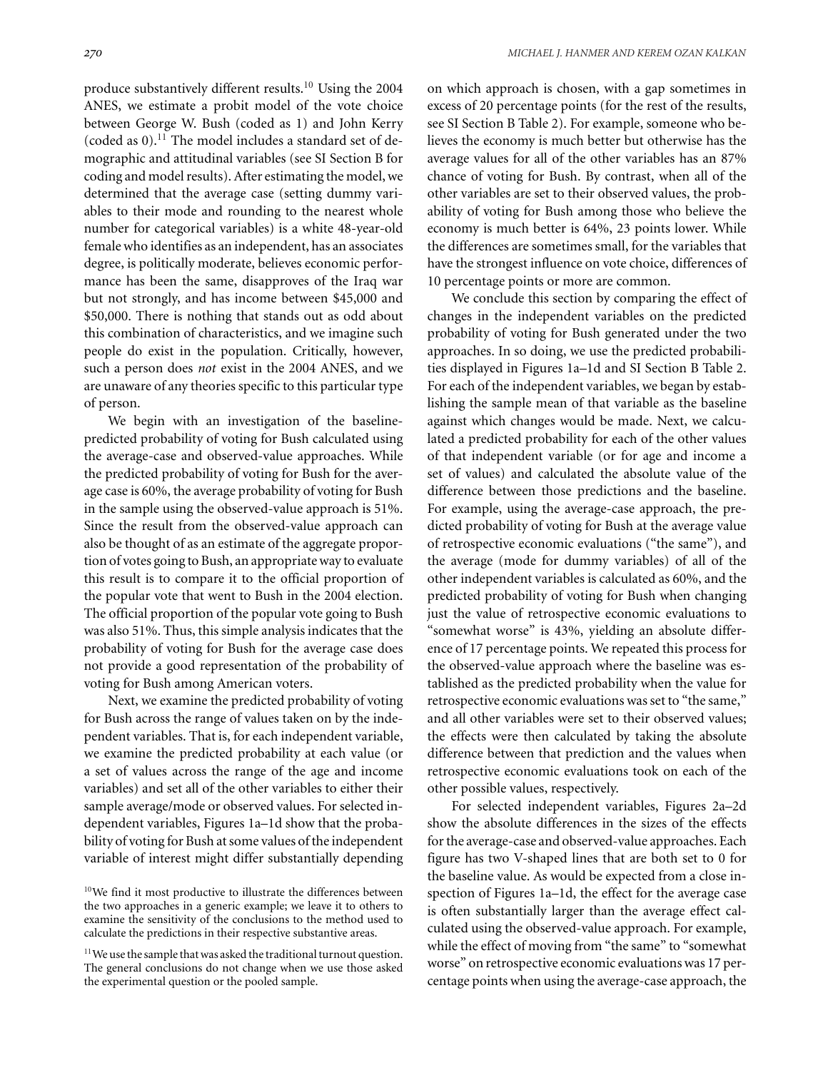produce substantively different results.[10] Using the 2004 ANES, we estimate a probit model of the vote choice between George W. Bush (coded as 1) and John Kerry (coded as 0).[11] The model includes a standard set of demographic and attitudinal variables (see SI Section B for coding and model results). After estimating the model, we determined that the average case (setting dummy variables to their mode and rounding to the nearest whole number for categorical variables) is a white 48-year-old female who identifies as an independent, has an associates degree, is politically moderate, believes economic performance has been the same, disapproves of the Iraq war but not strongly, and has income between \$45,000 and \$50,000. There is nothing that stands out as odd about this combination of characteristics, and we imagine such people do exist in the population. Critically, however, such a person does *not* exist in the 2004 ANES, and we are unaware of any theories specific to this particular type of person.

We begin with an investigation of the baseline-predicted probability of voting for Bush calculated using the average-case and observed-value approaches. While the predicted probability of voting for Bush for the average case is 60%, the average probability of voting for Bush in the sample using the observed-value approach is 51%. Since the result from the observed-value approach can also be thought of as an estimate of the aggregate proportion of votes going to Bush, an appropriate way to evaluate this result is to compare it to the official proportion of the popular vote that went to Bush in the 2004 election. The official proportion of the popular vote going to Bush was also 51%. Thus, this simple analysis indicates that the probability of voting for Bush for the average case does not provide a good representation of the probability of voting for Bush among American voters.

Next, we examine the predicted probability of voting for Bush across the range of values taken on by the independent variables. That is, for each independent variable, we examine the predicted probability at each value (or a set of values across the range of the age and income variables) and set all of the other variables to either their sample average/mode or observed values. For selected independent variables, Figures 1a–1d show that the probability of voting for Bush at some values of the independent variable of interest might differ substantially depending on which approach is chosen, with a gap sometimes in excess of 20 percentage points (for the rest of the results, see SI Section B Table 2). For example, someone who believes the economy is much better but otherwise has the average values for all of the other variables has an 87% chance of voting for Bush. By contrast, when all of the other variables are set to their observed values, the probability of voting for Bush among those who believe the economy is much better is 64%, 23 points lower. While the differences are sometimes small, for the variables that have the strongest influence on vote choice, differences of 10 percentage points or more are common.

We conclude this section by comparing the effect of changes in the independent variables on the predicted probability of voting for Bush generated under the two approaches. In so doing, we use the predicted probabilities displayed in Figures 1a–1d and SI Section B Table 2. For each of the independent variables, we began by establishing the sample mean of that variable as the baseline against which changes would be made. Next, we calculated a predicted probability for each of the other values of that independent variable (or for age and income a set of values) and calculated the absolute value of the difference between those predictions and the baseline. For example, using the average-case approach, the predicted probability of voting for Bush at the average value of retrospective economic evaluations ("the same"), and the average (mode for dummy variables) of all of the other independent variables is calculated as 60%, and the predicted probability of voting for Bush when changing just the value of retrospective economic evaluations to "somewhat worse" is 43%, yielding an absolute difference of 17 percentage points. We repeated this process for the observed-value approach where the baseline was established as the predicted probability when the value for retrospective economic evaluations was set to "the same," and all other variables were set to their observed values; the effects were then calculated by taking the absolute difference between that prediction and the values when retrospective economic evaluations took on each of the other possible values, respectively.

For selected independent variables, Figures 2a–2d show the absolute differences in the sizes of the effects for the average-case and observed-value approaches. Each figure has two V-shaped lines that are both set to 0 for the baseline value. As would be expected from a close inspection of Figures 1a–1d, the effect for the average case is often substantially larger than the average effect calculated using the observed-value approach. For example, while the effect of moving from "the same" to "somewhat worse" on retrospective economic evaluations was 17 percentage points when using the average-case approach, the

[10] We find it most productive to illustrate the differences between the two approaches in a generic example; we leave it to others to examine the sensitivity of the conclusions to the method used to calculate the predictions in their respective substantive areas.

[11] We use the sample that was asked the traditional turnout question. The general conclusions do not change when we use those asked the experimental question or the pooled sample.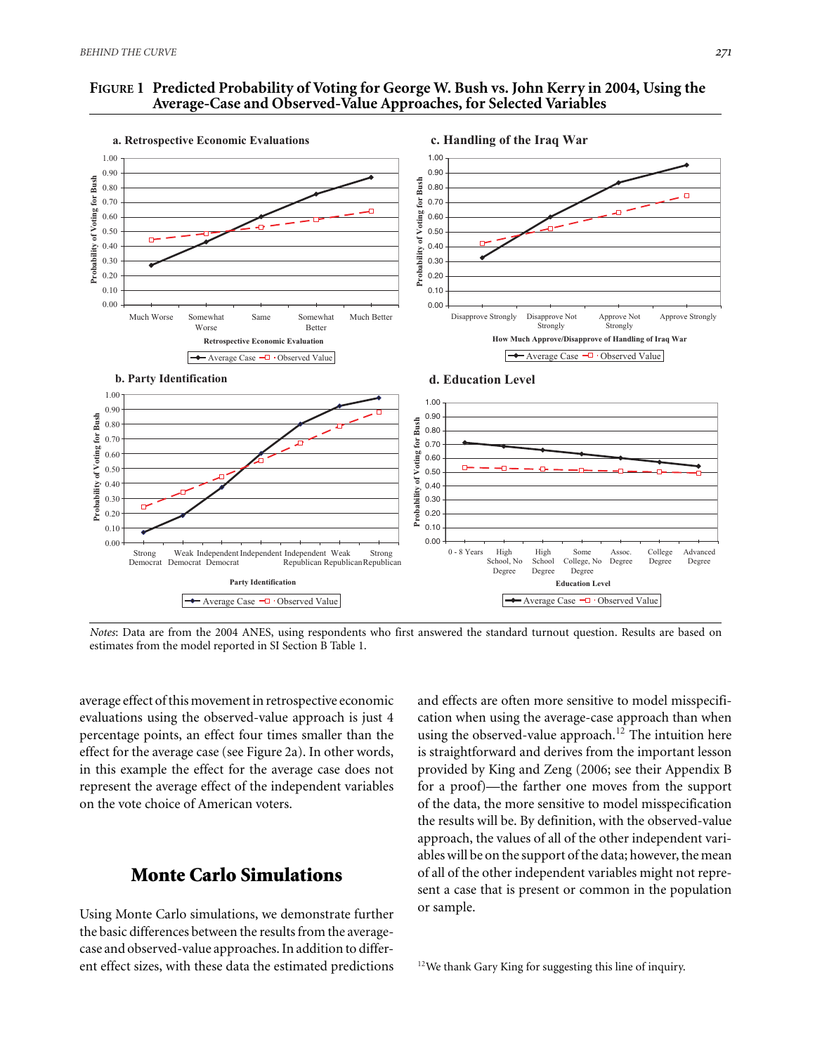**FIGURE 1 Predicted Probability of Voting for George W. Bush vs. John Kerry in 2004, Using the Average-Case and Observed-Value Approaches, for Selected Variables**

*Notes*: Data are from the 2004 ANES, using respondents who first answered the standard turnout question. Results are based on estimates from the model reported in SI Section B Table 1.

average effect of this movement in retrospective economic evaluations using the observed-value approach is just 4 percentage points, an effect four times smaller than the effect for the average case (see Figure 2a). In other words, in this example the effect for the average case does not represent the average effect of the independent variables on the vote choice of American voters.

## Monte Carlo Simulations

Using Monte Carlo simulations, we demonstrate further the basic differences between the results from the average-case and observed-value approaches. In addition to different effect sizes, with these data the estimated predictions and effects are often more sensitive to model misspecification when using the average-case approach than when using the observed-value approach.[12] The intuition here is straightforward and derives from the important lesson provided by King and Zeng (2006; see their Appendix B for a proof)—the farther one moves from the support of the data, the more sensitive to model misspecification the results will be. By definition, with the observed-value approach, the values of all of the other independent variables will be on the support of the data; however, the mean of all of the other independent variables might not represent a case that is present or common in the population or sample.

[12]We thank Gary King for suggesting this line of inquiry.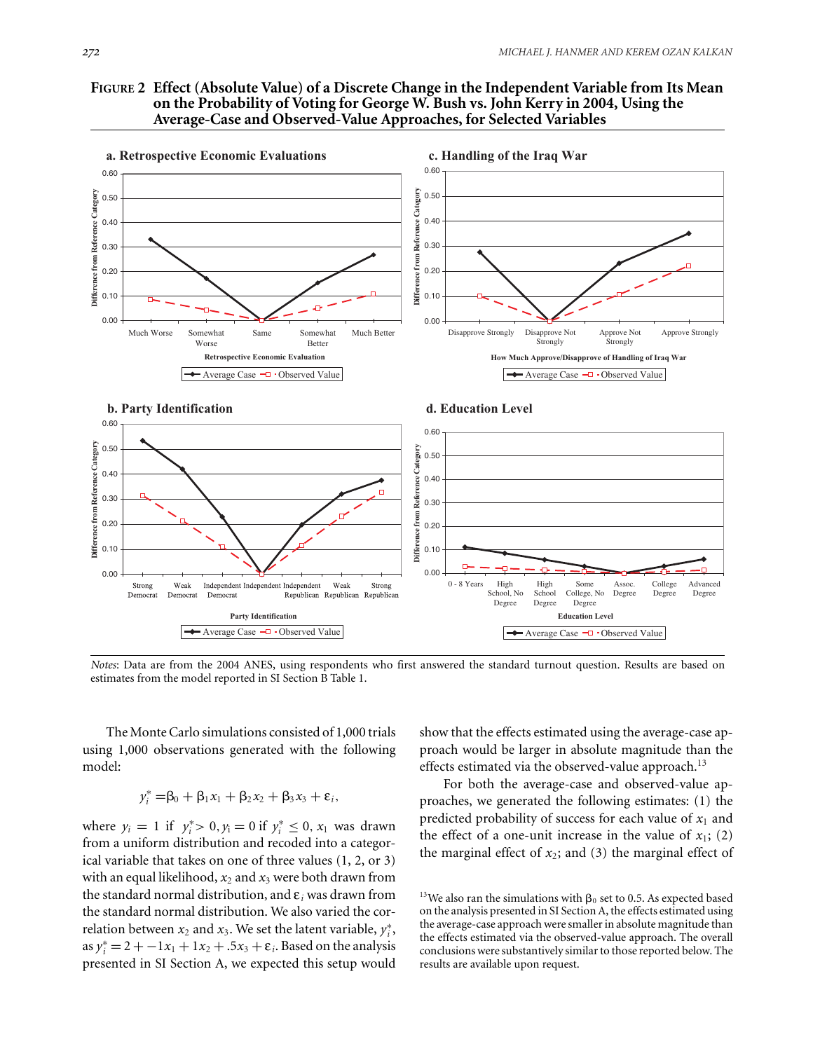**FIGURE 2 Effect (Absolute Value) of a Discrete Change in the Independent Variable from Its Mean on the Probability of Voting for George W. Bush vs. John Kerry in 2004, Using the Average-Case and Observed-Value Approaches, for Selected Variables**

*Notes*: Data are from the 2004 ANES, using respondents who first answered the standard turnout question. Results are based on estimates from the model reported in SI Section B Table 1.

The Monte Carlo simulations consisted of 1,000 trials using 1,000 observations generated with the following model:

$$y_i^* = \beta_0 + \beta_1 x_1 + \beta_2 x_2 + \beta_3 x_3 + \varepsilon_i,$$

where $y_i = 1$ if $y_i^* > 0, y_i = 0$ if $y_i^* \leq 0$, $x_1$ was drawn from a uniform distribution and recoded into a categorical variable that takes on one of three values (1, 2, or 3) with an equal likelihood, $x_2$ and $x_3$ were both drawn from the standard normal distribution, and $\varepsilon_i$ was drawn from the standard normal distribution. We also varied the correlation between $x_2$ and $x_3$. We set the latent variable, $y_i^*$, as $y_i^* = 2 + -1x_1 + 1x_2 + .5x_3 + \varepsilon_i$. Based on the analysis presented in SI Section A, we expected this setup would show that the effects estimated using the average-case approach would be larger in absolute magnitude than the effects estimated via the observed-value approach.[13]

For both the average-case and observed-value approaches, we generated the following estimates: (1) the predicted probability of success for each value of $x_1$ and the effect of a one-unit increase in the value of $x_1$; (2) the marginal effect of $x_2$; and (3) the marginal effect of

[13] We also ran the simulations with $\beta_0$ set to 0.5. As expected based on the analysis presented in SI Section A, the effects estimated using the average-case approach were smaller in absolute magnitude than the effects estimated via the observed-value approach. The overall conclusions were substantively similar to those reported below. The results are available upon request.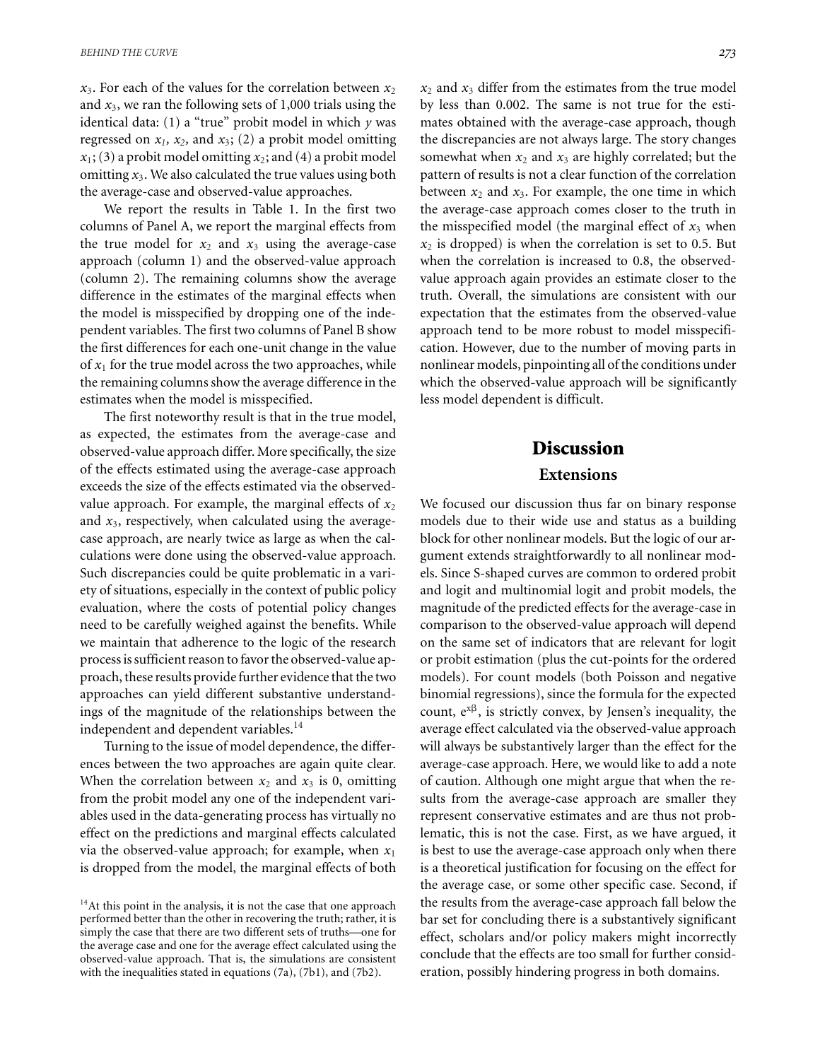$x_3$. For each of the values for the correlation between $x_2$ and $x_3$, we ran the following sets of 1,000 trials using the identical data: (1) a "true" probit model in which $y$ was regressed on $x_1$, $x_2$, and $x_3$; (2) a probit model omitting $x_1$; (3) a probit model omitting $x_2$; and (4) a probit model omitting $x_3$. We also calculated the true values using both the average-case and observed-value approaches.

We report the results in Table 1. In the first two columns of Panel A, we report the marginal effects from the true model for $x_2$ and $x_3$ using the average-case approach (column 1) and the observed-value approach (column 2). The remaining columns show the average difference in the estimates of the marginal effects when the model is misspecified by dropping one of the independent variables. The first two columns of Panel B show the first differences for each one-unit change in the value of $x_1$ for the true model across the two approaches, while the remaining columns show the average difference in the estimates when the model is misspecified.

The first noteworthy result is that in the true model, as expected, the estimates from the average-case and observed-value approach differ. More specifically, the size of the effects estimated using the average-case approach exceeds the size of the effects estimated via the observed-value approach. For example, the marginal effects of $x_2$ and $x_3$, respectively, when calculated using the average-case approach, are nearly twice as large as when the calculations were done using the observed-value approach. Such discrepancies could be quite problematic in a variety of situations, especially in the context of public policy evaluation, where the costs of potential policy changes need to be carefully weighed against the benefits. While we maintain that adherence to the logic of the research process is sufficient reason to favor the observed-value approach, these results provide further evidence that the two approaches can yield different substantive understandings of the magnitude of the relationships between the independent and dependent variables.[14]

Turning to the issue of model dependence, the differences between the two approaches are again quite clear. When the correlation between $x_2$ and $x_3$ is 0, omitting from the probit model any one of the independent variables used in the data-generating process has virtually no effect on the predictions and marginal effects calculated via the observed-value approach; for example, when $x_1$ is dropped from the model, the marginal effects of both $x_2$ and $x_3$ differ from the estimates from the true model by less than 0.002. The same is not true for the estimates obtained with the average-case approach, though the discrepancies are not always large. The story changes somewhat when $x_2$ and $x_3$ are highly correlated; but the pattern of results is not a clear function of the correlation between $x_2$ and $x_3$. For example, the one time in which the average-case approach comes closer to the truth in the misspecified model (the marginal effect of $x_3$ when $x_2$ is dropped) is when the correlation is set to 0.5. But when the correlation is increased to 0.8, the observed-value approach again provides an estimate closer to the truth. Overall, the simulations are consistent with our expectation that the estimates from the observed-value approach tend to be more robust to model misspecification. However, due to the number of moving parts in nonlinear models, pinpointing all of the conditions under which the observed-value approach will be significantly less model dependent is difficult.

# Discussion

## Extensions

We focused our discussion thus far on binary response models due to their wide use and status as a building block for other nonlinear models. But the logic of our argument extends straightforwardly to all nonlinear models. Since S-shaped curves are common to ordered probit and logit and multinomial logit and probit models, the magnitude of the predicted effects for the average-case in comparison to the observed-value approach will depend on the same set of indicators that are relevant for logit or probit estimation (plus the cut-points for the ordered models). For count models (both Poisson and negative binomial regressions), since the formula for the expected count, $e^{x\beta}$, is strictly convex, by Jensen's inequality, the average effect calculated via the observed-value approach will always be substantively larger than the effect for the average-case approach. Here, we would like to add a note of caution. Although one might argue that when the results from the average-case approach are smaller they represent conservative estimates and are thus not problematic, this is not the case. First, as we have argued, it is best to use the average-case approach only when there is a theoretical justification for focusing on the effect for the average case, or some other specific case. Second, if the results from the average-case approach fall below the bar set for concluding there is a substantively significant effect, scholars and/or policy makers might incorrectly conclude that the effects are too small for further consideration, possibly hindering progress in both domains.

[14]At this point in the analysis, it is not the case that one approach performed better than the other in recovering the truth; rather, it is simply the case that there are two different sets of truths—one for the average case and one for the average effect calculated using the observed-value approach. That is, the simulations are consistent with the inequalities stated in equations (7a), (7b1), and (7b2).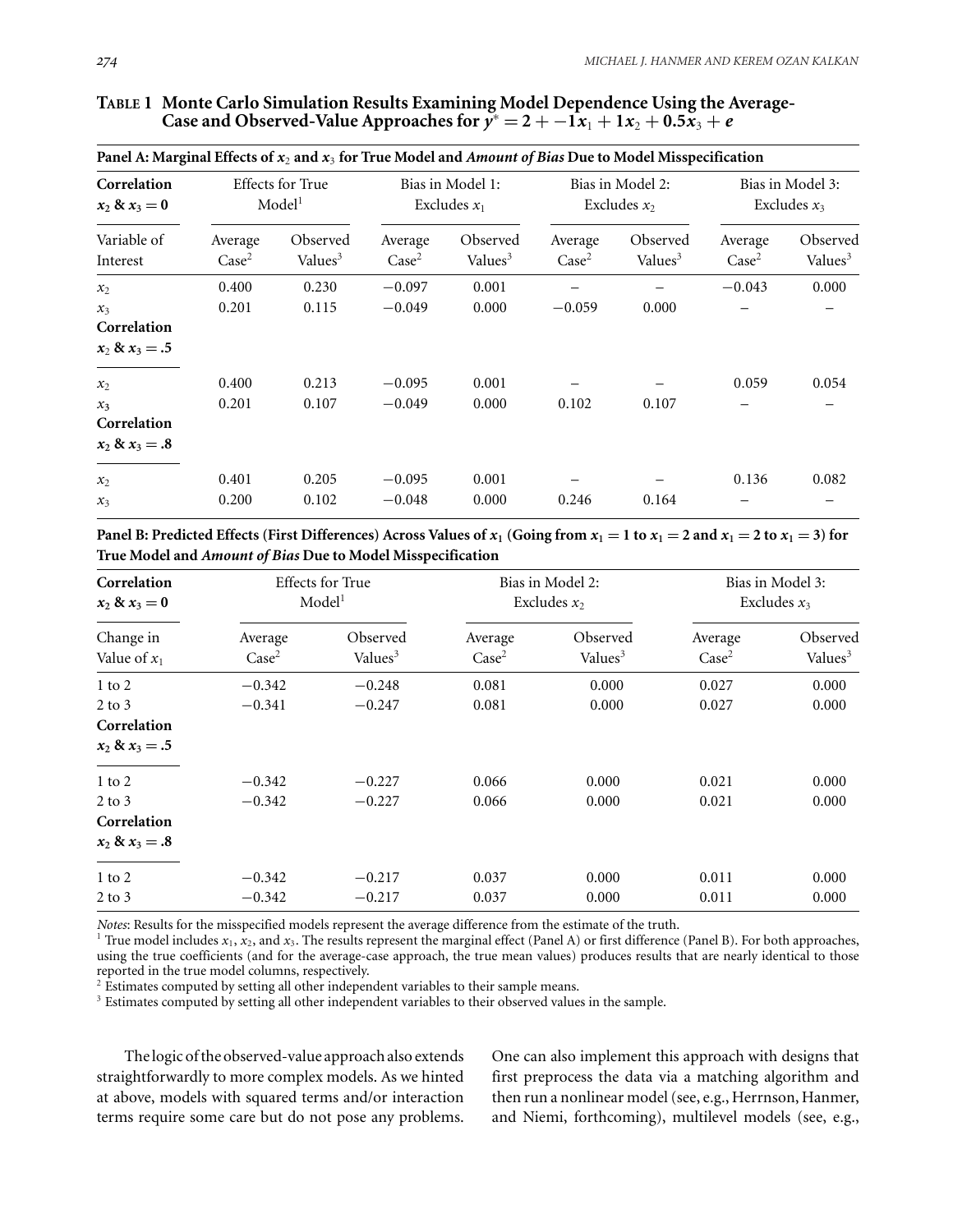**TABLE 1 Monte Carlo Simulation Results Examining Model Dependence Using the Average-Case and Observed-Value Approaches for $y^* = 2 + -1x_1 + 1x_2 + 0.5x_3 + e$**

**Panel A: Marginal Effects of $x_2$ and $x_3$ for True Model and *Amount of Bias* Due to Model Misspecification**

| **Correlation $x_2$ & $x_3 = 0$** | Effects for True Model[1] | | Bias in Model 1: Excludes $x_1$ | | Bias in Model 2: Excludes $x_2$ | | Bias in Model 3: Excludes $x_3$ | |
|---|---|---|---|---|---|---|---|---|
| Variable of Interest | Average Case[2] | Observed Values[3] | Average Case[2] | Observed Values[3] | Average Case[2] | Observed Values[3] | Average Case[2] | Observed Values[3] |
| $x_2$ | 0.400 | 0.230 | −0.097 | 0.001 | – | – | −0.043 | 0.000 |
| $x_3$ | 0.201 | 0.115 | −0.049 | 0.000 | −0.059 | 0.000 | – | – |
| **Correlation $x_2$ & $x_3 = .5$** | | | | | | | | |
| $x_2$ | 0.400 | 0.213 | −0.095 | 0.001 | – | – | 0.059 | 0.054 |
| $x_3$ | 0.201 | 0.107 | −0.049 | 0.000 | 0.102 | 0.107 | – | – |
| **Correlation $x_2$ & $x_3 = .8$** | | | | | | | | |
| $x_2$ | 0.401 | 0.205 | −0.095 | 0.001 | – | – | 0.136 | 0.082 |
| $x_3$ | 0.200 | 0.102 | −0.048 | 0.000 | 0.246 | 0.164 | – | – |

**Panel B: Predicted Effects (First Differences) Across Values of $x_1$ (Going from $x_1 = 1$ to $x_1 = 2$ and $x_1 = 2$ to $x_1 = 3$) for True Model and *Amount of Bias* Due to Model Misspecification**

| **Correlation $x_2$ & $x_3 = 0$** | Effects for True Model[1] | | Bias in Model 2: Excludes $x_2$ | | Bias in Model 3: Excludes $x_3$ | |
|---|---|---|---|---|---|---|
| Change in Value of $x_1$ | Average Case[2] | Observed Values[3] | Average Case[2] | Observed Values[3] | Average Case[2] | Observed Values[3] |
| 1 to 2 | −0.342 | −0.248 | 0.081 | 0.000 | 0.027 | 0.000 |
| 2 to 3 | −0.341 | −0.247 | 0.081 | 0.000 | 0.027 | 0.000 |
| **Correlation $x_2$ & $x_3 = .5$** | | | | | | |
| 1 to 2 | −0.342 | −0.227 | 0.066 | 0.000 | 0.021 | 0.000 |
| 2 to 3 | −0.342 | −0.227 | 0.066 | 0.000 | 0.021 | 0.000 |
| **Correlation $x_2$ & $x_3 = .8$** | | | | | | |
| 1 to 2 | −0.342 | −0.217 | 0.037 | 0.000 | 0.011 | 0.000 |
| 2 to 3 | −0.342 | −0.217 | 0.037 | 0.000 | 0.011 | 0.000 |

*Notes*: Results for the misspecified models represent the average difference from the estimate of the truth.
[1] True model includes $x_1$, $x_2$, and $x_3$. The results represent the marginal effect (Panel A) or first difference (Panel B). For both approaches, using the true coefficients (and for the average-case approach, the true mean values) produces results that are nearly identical to those reported in the true model columns, respectively.
[2] Estimates computed by setting all other independent variables to their sample means.
[3] Estimates computed by setting all other independent variables to their observed values in the sample.

The logic of the observed-value approach also extends straightforwardly to more complex models. As we hinted at above, models with squared terms and/or interaction terms require some care but do not pose any problems. One can also implement this approach with designs that first preprocess the data via a matching algorithm and then run a nonlinear model (see, e.g., Herrnson, Hanmer, and Niemi, forthcoming), multilevel models (see, e.g.,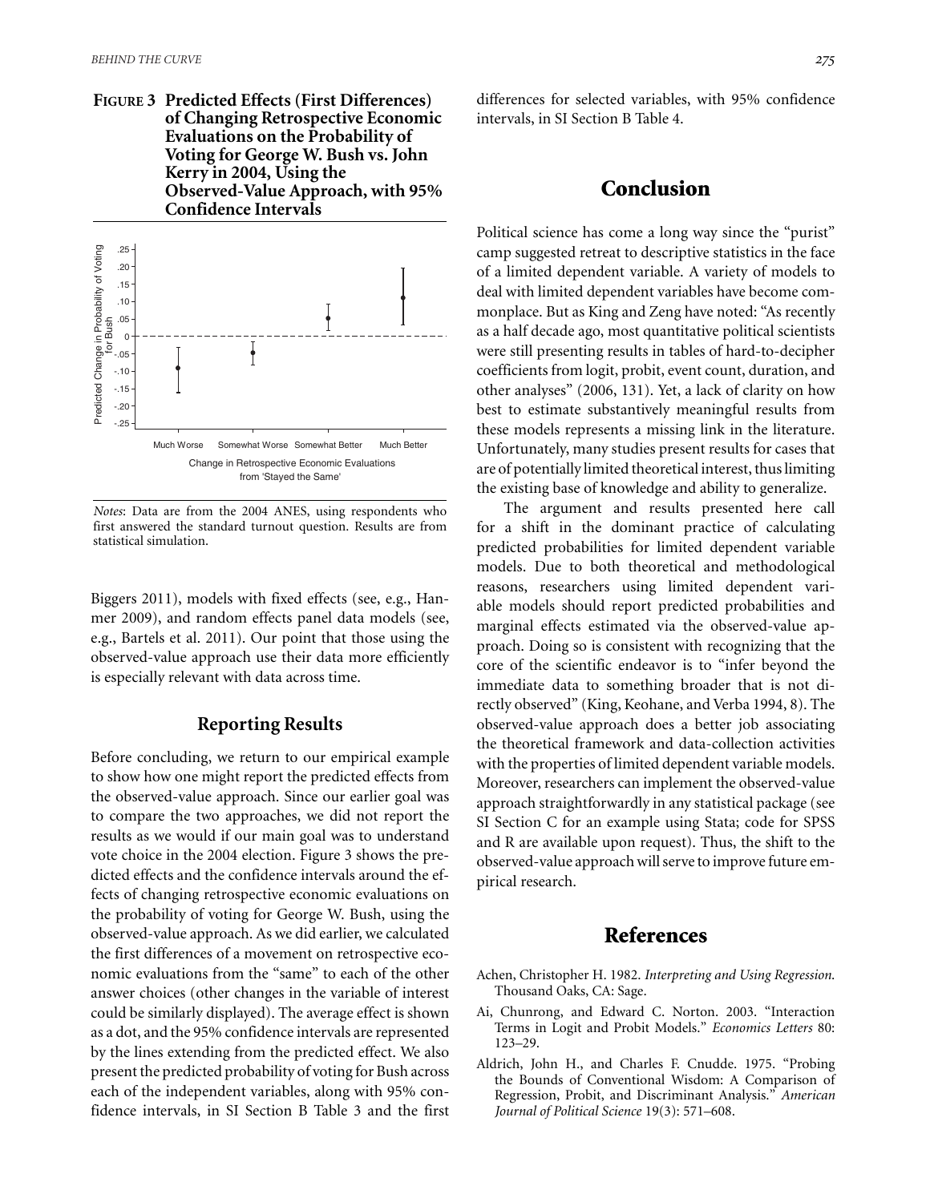**FIGURE 3 Predicted Effects (First Differences) of Changing Retrospective Economic Evaluations on the Probability of Voting for George W. Bush vs. John Kerry in 2004, Using the Observed-Value Approach, with 95% Confidence Intervals**

*Notes*: Data are from the 2004 ANES, using respondents who first answered the standard turnout question. Results are from statistical simulation.

Biggers 2011), models with fixed effects (see, e.g., Hanmer 2009), and random effects panel data models (see, e.g., Bartels et al. 2011). Our point that those using the observed-value approach use their data more efficiently is especially relevant with data across time.

## Reporting Results

Before concluding, we return to our empirical example to show how one might report the predicted effects from the observed-value approach. Since our earlier goal was to compare the two approaches, we did not report the results as we would if our main goal was to understand vote choice in the 2004 election. Figure 3 shows the predicted effects and the confidence intervals around the effects of changing retrospective economic evaluations on the probability of voting for George W. Bush, using the observed-value approach. As we did earlier, we calculated the first differences of a movement on retrospective economic evaluations from the "same" to each of the other answer choices (other changes in the variable of interest could be similarly displayed). The average effect is shown as a dot, and the 95% confidence intervals are represented by the lines extending from the predicted effect. We also present the predicted probability of voting for Bush across each of the independent variables, along with 95% confidence intervals, in SI Section B Table 3 and the first differences for selected variables, with 95% confidence intervals, in SI Section B Table 4.

## Conclusion

Political science has come a long way since the "purist" camp suggested retreat to descriptive statistics in the face of a limited dependent variable. A variety of models to deal with limited dependent variables have become commonplace. But as King and Zeng have noted: "As recently as a half decade ago, most quantitative political scientists were still presenting results in tables of hard-to-decipher coefficients from logit, probit, event count, duration, and other analyses" (2006, 131). Yet, a lack of clarity on how best to estimate substantively meaningful results from these models represents a missing link in the literature. Unfortunately, many studies present results for cases that are of potentially limited theoretical interest, thus limiting the existing base of knowledge and ability to generalize.

The argument and results presented here call for a shift in the dominant practice of calculating predicted probabilities for limited dependent variable models. Due to both theoretical and methodological reasons, researchers using limited dependent variable models should report predicted probabilities and marginal effects estimated via the observed-value approach. Doing so is consistent with recognizing that the core of the scientific endeavor is to "infer beyond the immediate data to something broader that is not directly observed" (King, Keohane, and Verba 1994, 8). The observed-value approach does a better job associating the theoretical framework and data-collection activities with the properties of limited dependent variable models. Moreover, researchers can implement the observed-value approach straightforwardly in any statistical package (see SI Section C for an example using Stata; code for SPSS and R are available upon request). Thus, the shift to the observed-value approach will serve to improve future empirical research.

## References

Achen, Christopher H. 1982. *Interpreting and Using Regression*. Thousand Oaks, CA: Sage.

Ai, Chunrong, and Edward C. Norton. 2003. "Interaction Terms in Logit and Probit Models." *Economics Letters* 80: 123–29.

Aldrich, John H., and Charles F. Cnudde. 1975. "Probing the Bounds of Conventional Wisdom: A Comparison of Regression, Probit, and Discriminant Analysis." *American Journal of Political Science* 19(3): 571–608.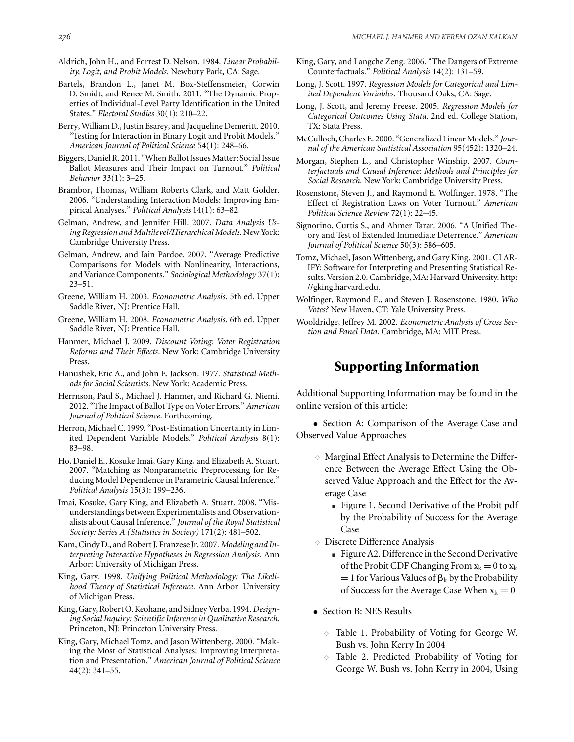Aldrich, John H., and Forrest D. Nelson. 1984. *Linear Probability, Logit, and Probit Models*. Newbury Park, CA: Sage.

Bartels, Brandon L., Janet M. Box-Steffensmeier, Corwin D. Smidt, and Renee M. Smith. 2011. "The Dynamic Properties of Individual-Level Party Identification in the United States." *Electoral Studies* 30(1): 210–22.

Berry, William D., Justin Esarey, and Jacqueline Demeritt. 2010. "Testing for Interaction in Binary Logit and Probit Models." *American Journal of Political Science* 54(1): 248–66.

Biggers, Daniel R. 2011. "When Ballot Issues Matter: Social Issue Ballot Measures and Their Impact on Turnout." *Political Behavior* 33(1): 3–25.

Brambor, Thomas, William Roberts Clark, and Matt Golder. 2006. "Understanding Interaction Models: Improving Empirical Analyses." *Political Analysis* 14(1): 63–82.

Gelman, Andrew, and Jennifer Hill. 2007. *Data Analysis Using Regression and Multilevel/Hierarchical Models*. New York: Cambridge University Press.

Gelman, Andrew, and Iain Pardoe. 2007. "Average Predictive Comparisons for Models with Nonlinearity, Interactions, and Variance Components." *Sociological Methodology* 37(1): 23–51.

Greene, William H. 2003. *Econometric Analysis*. 5th ed. Upper Saddle River, NJ: Prentice Hall.

Greene, William H. 2008. *Econometric Analysis*. 6th ed. Upper Saddle River, NJ: Prentice Hall.

Hanmer, Michael J. 2009. *Discount Voting: Voter Registration Reforms and Their Effects*. New York: Cambridge University Press.

Hanushek, Eric A., and John E. Jackson. 1977. *Statistical Methods for Social Scientists*. New York: Academic Press.

Herrnson, Paul S., Michael J. Hanmer, and Richard G. Niemi. 2012. "The Impact of Ballot Type on Voter Errors." *American Journal of Political Science*. Forthcoming.

Herron, Michael C. 1999. "Post-Estimation Uncertainty in Limited Dependent Variable Models." *Political Analysis* 8(1): 83–98.

Ho, Daniel E., Kosuke Imai, Gary King, and Elizabeth A. Stuart. 2007. "Matching as Nonparametric Preprocessing for Reducing Model Dependence in Parametric Causal Inference." *Political Analysis* 15(3): 199–236.

Imai, Kosuke, Gary King, and Elizabeth A. Stuart. 2008. "Misunderstandings between Experimentalists and Observationalists about Causal Inference." *Journal of the Royal Statistical Society: Series A (Statistics in Society)* 171(2): 481–502.

Kam, Cindy D., and Robert J. Franzese Jr. 2007. *Modeling and Interpreting Interactive Hypotheses in Regression Analysis*. Ann Arbor: University of Michigan Press.

King, Gary. 1998. *Unifying Political Methodology: The Likelihood Theory of Statistical Inference*. Ann Arbor: University of Michigan Press.

King, Gary, Robert O. Keohane, and Sidney Verba. 1994. *Designing Social Inquiry: Scientific Inference in Qualitative Research*. Princeton, NJ: Princeton University Press.

King, Gary, Michael Tomz, and Jason Wittenberg. 2000. "Making the Most of Statistical Analyses: Improving Interpretation and Presentation." *American Journal of Political Science* 44(2): 341–55.

King, Gary, and Langche Zeng. 2006. "The Dangers of Extreme Counterfactuals." *Political Analysis* 14(2): 131–59.

Long, J. Scott. 1997. *Regression Models for Categorical and Limited Dependent Variables*. Thousand Oaks, CA: Sage.

Long, J. Scott, and Jeremy Freese. 2005. *Regression Models for Categorical Outcomes Using Stata*. 2nd ed. College Station, TX: Stata Press.

McCulloch, Charles E. 2000. "Generalized Linear Models." *Journal of the American Statistical Association* 95(452): 1320–24.

Morgan, Stephen L., and Christopher Winship. 2007. *Counterfactuals and Causal Inference: Methods and Principles for Social Research*. New York: Cambridge University Press.

Rosenstone, Steven J., and Raymond E. Wolfinger. 1978. "The Effect of Registration Laws on Voter Turnout." *American Political Science Review* 72(1): 22–45.

Signorino, Curtis S., and Ahmer Tarar. 2006. "A Unified Theory and Test of Extended Immediate Deterrence." *American Journal of Political Science* 50(3): 586–605.

Tomz, Michael, Jason Wittenberg, and Gary King. 2001. CLARIFY: Software for Interpreting and Presenting Statistical Results. Version 2.0. Cambridge, MA: Harvard University. http://gking.harvard.edu.

Wolfinger, Raymond E., and Steven J. Rosenstone. 1980. *Who Votes?* New Haven, CT: Yale University Press.

Wooldridge, Jeffrey M. 2002. *Econometric Analysis of Cross Section and Panel Data*. Cambridge, MA: MIT Press.

## Supporting Information

Additional Supporting Information may be found in the online version of this article:

- Section A: Comparison of the Average Case and Observed Value Approaches
  - Marginal Effect Analysis to Determine the Difference Between the Average Effect Using the Observed Value Approach and the Effect for the Average Case
    - Figure 1. Second Derivative of the Probit pdf by the Probability of Success for the Average Case
  - Discrete Difference Analysis
    - Figure A2. Difference in the Second Derivative of the Probit CDF Changing From $x_k = 0$ to $x_k = 1$ for Various Values of $\beta_k$ by the Probability of Success for the Average Case When $x_k = 0$
- Section B: NES Results
  - Table 1. Probability of Voting for George W. Bush vs. John Kerry In 2004
  - Table 2. Predicted Probability of Voting for George W. Bush vs. John Kerry in 2004, Using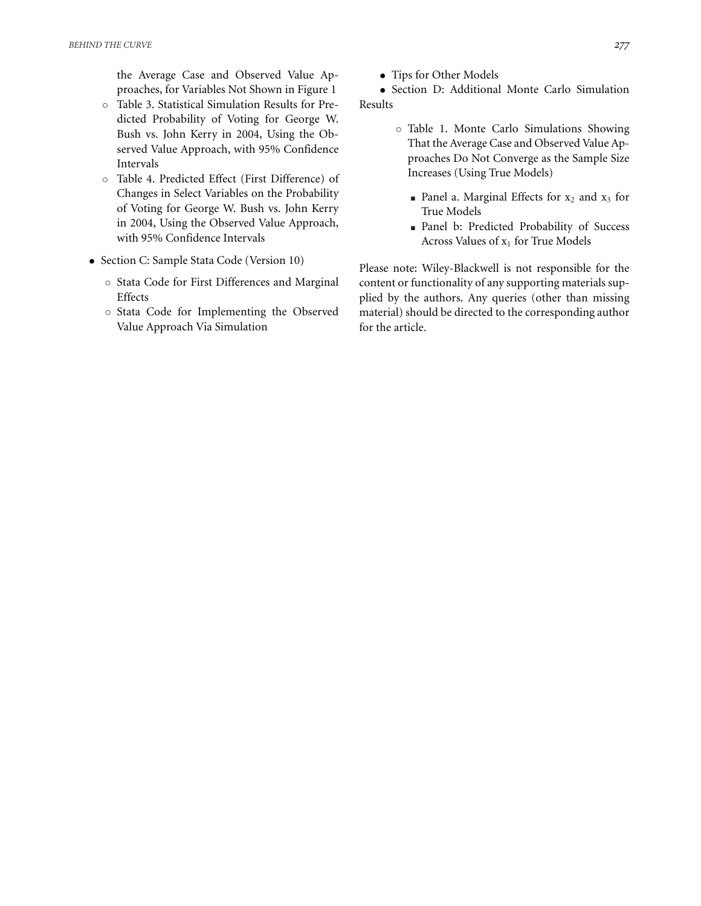the Average Case and Observed Value Approaches, for Variables Not Shown in Figure 1

- Table 3. Statistical Simulation Results for Predicted Probability of Voting for George W. Bush vs. John Kerry in 2004, Using the Observed Value Approach, with 95% Confidence Intervals
- Table 4. Predicted Effect (First Difference) of Changes in Select Variables on the Probability of Voting for George W. Bush vs. John Kerry in 2004, Using the Observed Value Approach, with 95% Confidence Intervals

- Section C: Sample Stata Code (Version 10)
  - Stata Code for First Differences and Marginal Effects
  - Stata Code for Implementing the Observed Value Approach Via Simulation
  - Tips for Other Models
- Section D: Additional Monte Carlo Simulation Results
  - Table 1. Monte Carlo Simulations Showing That the Average Case and Observed Value Approaches Do Not Converge as the Sample Size Increases (Using True Models)
    - Panel a. Marginal Effects for $x_2$ and $x_3$ for True Models
    - Panel b: Predicted Probability of Success Across Values of $x_1$ for True Models

Please note: Wiley-Blackwell is not responsible for the content or functionality of any supporting materials supplied by the authors. Any queries (other than missing material) should be directed to the corresponding author for the article.